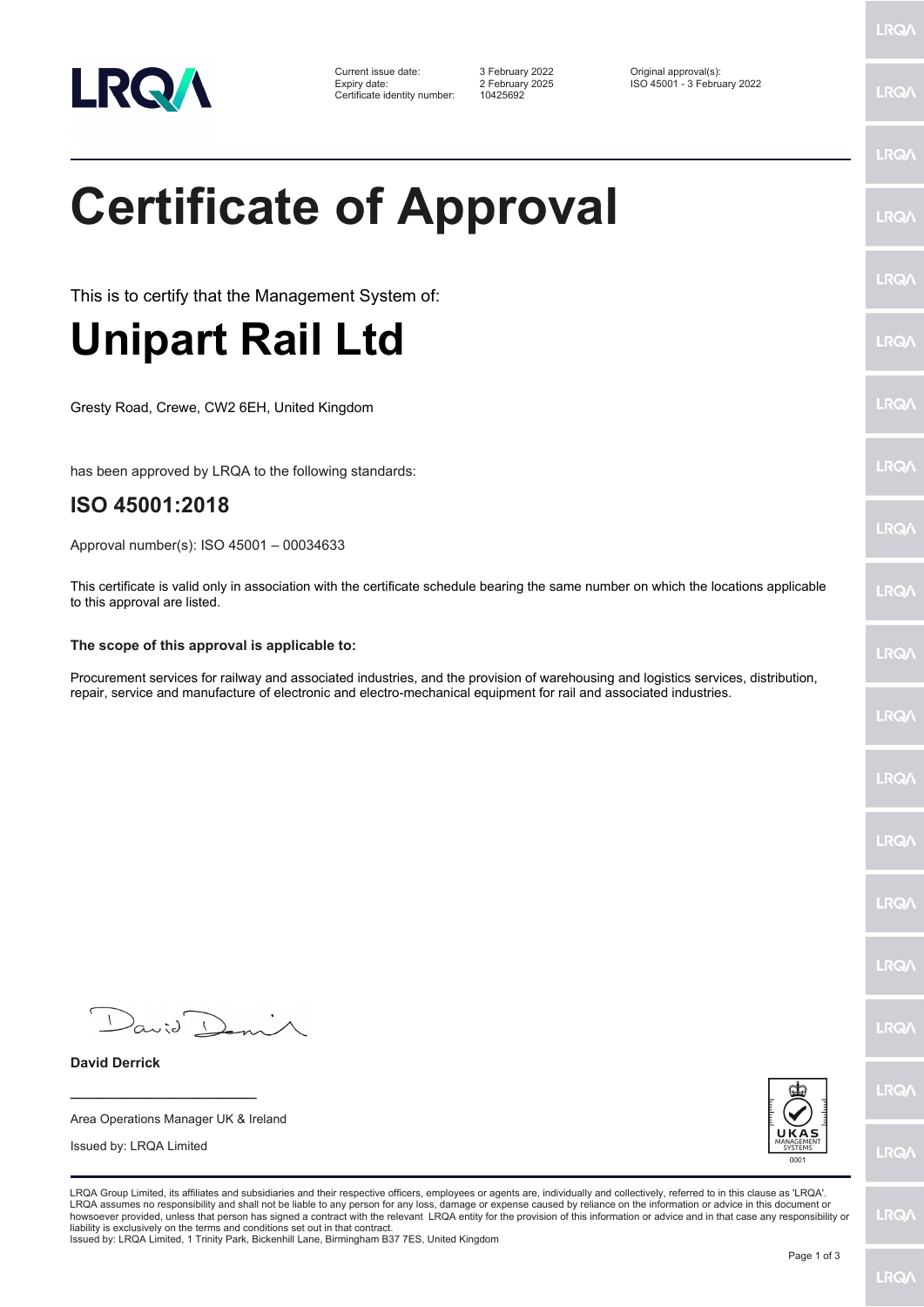LRQA

Current issue date: 3 February 2022
Expiry date: 2 February 2025
Certificate identity number: 10425692

Original approval(s):
ISO 45001 - 3 February 2022

# Certificate of Approval

This is to certify that the Management System of:

# Unipart Rail Ltd

Gresty Road, Crewe, CW2 6EH, United Kingdom

has been approved by LRQA to the following standards:

## ISO 45001:2018

Approval number(s): ISO 45001 – 00034633

This certificate is valid only in association with the certificate schedule bearing the same number on which the locations applicable to this approval are listed.

**The scope of this approval is applicable to:**

Procurement services for railway and associated industries, and the provision of warehousing and logistics services, distribution, repair, service and manufacture of electronic and electro-mechanical equipment for rail and associated industries.

**David Derrick**

Area Operations Manager UK & Ireland

Issued by: LRQA Limited

UKAS MANAGEMENT SYSTEMS 0001

LRQA Group Limited, its affiliates and subsidiaries and their respective officers, employees or agents are, individually and collectively, referred to in this clause as 'LRQA'. LRQA assumes no responsibility and shall not be liable to any person for any loss, damage or expense caused by reliance on the information or advice in this document or howsoever provided, unless that person has signed a contract with the relevant LRQA entity for the provision of this information or advice and in that case any responsibility or liability is exclusively on the terms and conditions set out in that contract.
Issued by: LRQA Limited, 1 Trinity Park, Bickenhill Lane, Birmingham B37 7ES, United Kingdom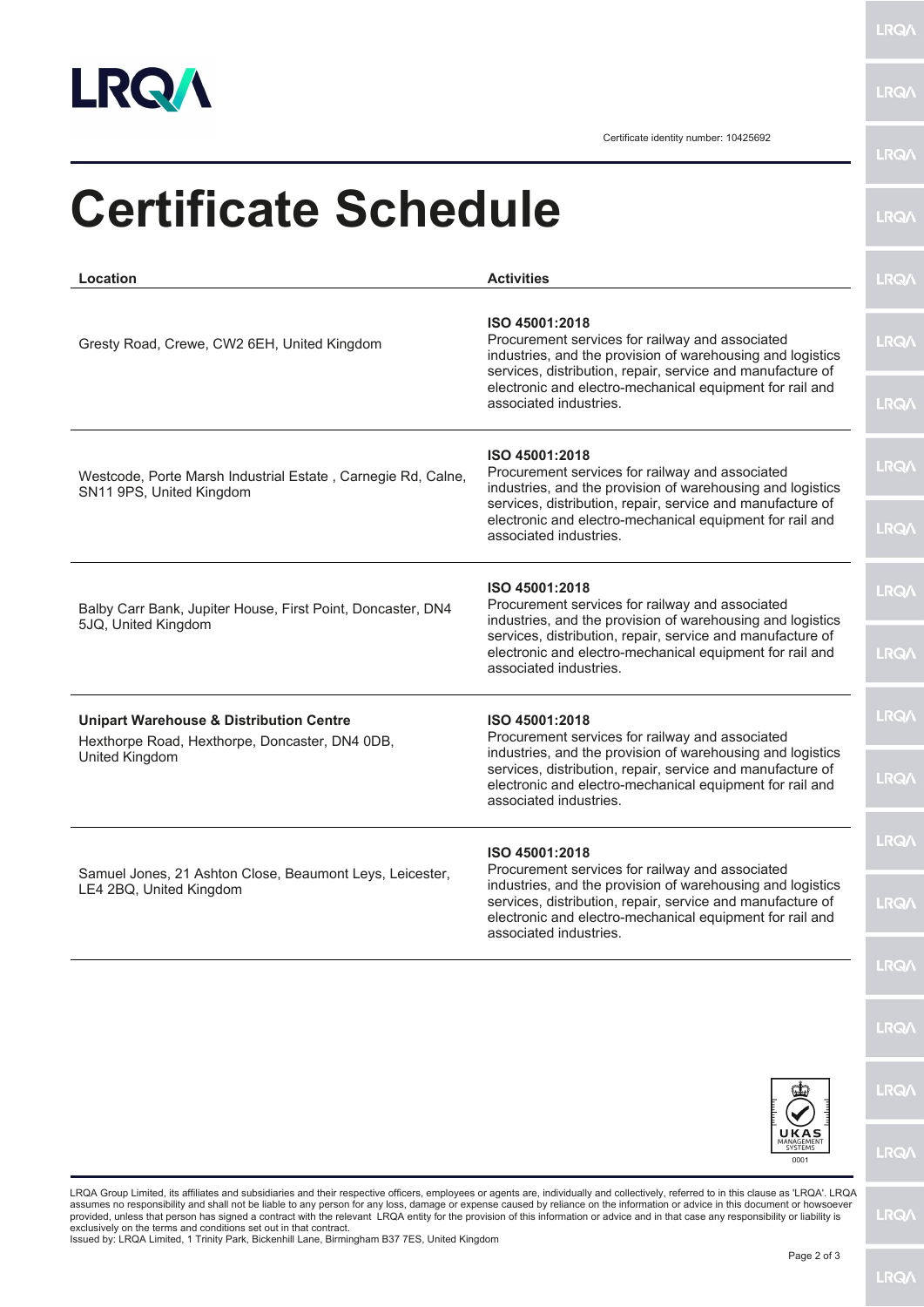Certificate identity number: 10425692

# Certificate Schedule

| Location | Activities |
|---|---|
| Gresty Road, Crewe, CW2 6EH, United Kingdom | **ISO 45001:2018** Procurement services for railway and associated industries, and the provision of warehousing and logistics services, distribution, repair, service and manufacture of electronic and electro-mechanical equipment for rail and associated industries. |
| Westcode, Porte Marsh Industrial Estate , Carnegie Rd, Calne, SN11 9PS, United Kingdom | **ISO 45001:2018** Procurement services for railway and associated industries, and the provision of warehousing and logistics services, distribution, repair, service and manufacture of electronic and electro-mechanical equipment for rail and associated industries. |
| Balby Carr Bank, Jupiter House, First Point, Doncaster, DN4 5JQ, United Kingdom | **ISO 45001:2018** Procurement services for railway and associated industries, and the provision of warehousing and logistics services, distribution, repair, service and manufacture of electronic and electro-mechanical equipment for rail and associated industries. |
| **Unipart Warehouse & Distribution Centre** Hexthorpe Road, Hexthorpe, Doncaster, DN4 0DB, United Kingdom | **ISO 45001:2018** Procurement services for railway and associated industries, and the provision of warehousing and logistics services, distribution, repair, service and manufacture of electronic and electro-mechanical equipment for rail and associated industries. |
| Samuel Jones, 21 Ashton Close, Beaumont Leys, Leicester, LE4 2BQ, United Kingdom | **ISO 45001:2018** Procurement services for railway and associated industries, and the provision of warehousing and logistics services, distribution, repair, service and manufacture of electronic and electro-mechanical equipment for rail and associated industries. |

UKAS MANAGEMENT SYSTEMS 0001

LRQA Group Limited, its affiliates and subsidiaries and their respective officers, employees or agents are, individually and collectively, referred to in this clause as 'LRQA'. LRQA assumes no responsibility and shall not be liable to any person for any loss, damage or expense caused by reliance on the information or advice in this document or howsoever provided, unless that person has signed a contract with the relevant LRQA entity for the provision of this information or advice and in that case any responsibility or liability is exclusively on the terms and conditions set out in that contract.
Issued by: LRQA Limited, 1 Trinity Park, Bickenhill Lane, Birmingham B37 7ES, United Kingdom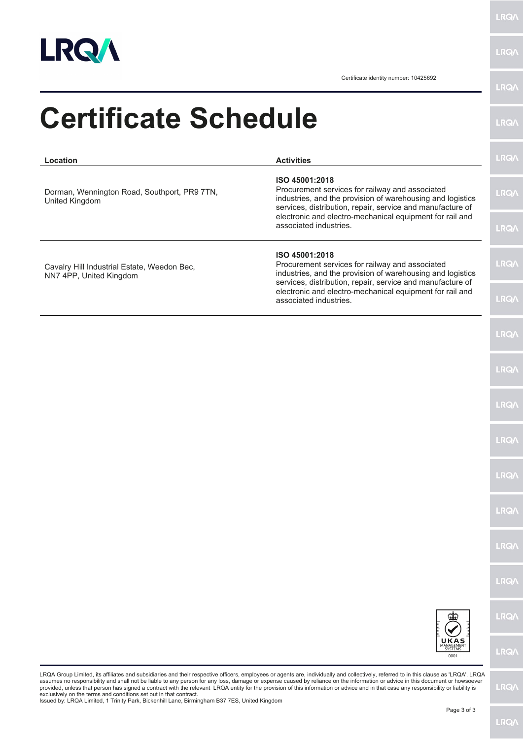Certificate identity number: 10425692

# Certificate Schedule

| Location | Activities |
| --- | --- |
| Dorman, Wennington Road, Southport, PR9 7TN, United Kingdom | **ISO 45001:2018** Procurement services for railway and associated industries, and the provision of warehousing and logistics services, distribution, repair, service and manufacture of electronic and electro-mechanical equipment for rail and associated industries. |
| Cavalry Hill Industrial Estate, Weedon Bec, NN7 4PP, United Kingdom | **ISO 45001:2018** Procurement services for railway and associated industries, and the provision of warehousing and logistics services, distribution, repair, service and manufacture of electronic and electro-mechanical equipment for rail and associated industries. |

UKAS MANAGEMENT SYSTEMS 0001

LRQA Group Limited, its affiliates and subsidiaries and their respective officers, employees or agents are, individually and collectively, referred to in this clause as 'LRQA'. LRQA assumes no responsibility and shall not be liable to any person for any loss, damage or expense caused by reliance on the information or advice in this document or howsoever provided, unless that person has signed a contract with the relevant LRQA entity for the provision of this information or advice and in that case any responsibility or liability is exclusively on the terms and conditions set out in that contract.
Issued by: LRQA Limited, 1 Trinity Park, Bickenhill Lane, Birmingham B37 7ES, United Kingdom